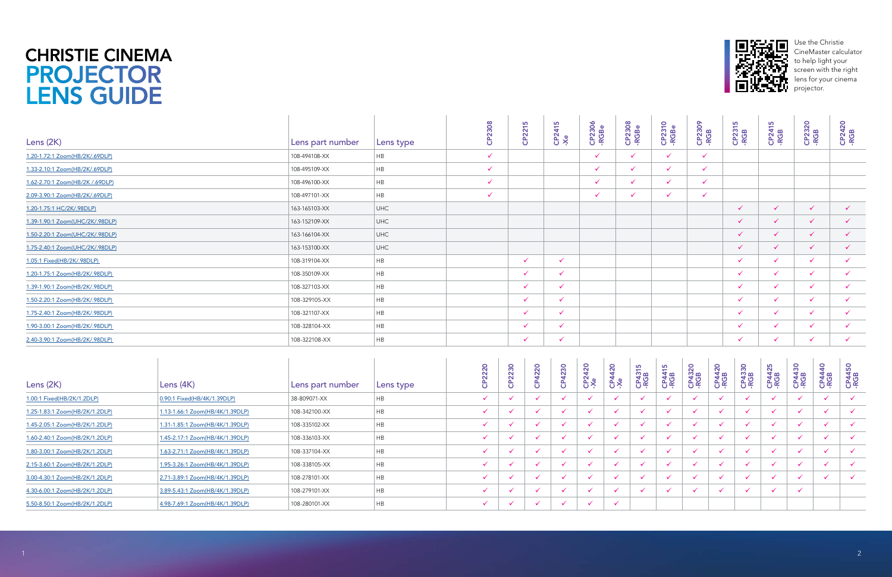# CHRISTIE CINEMA PROJECTOR LENS GUIDE

Use the Christie CineMaster calculator to help light your screen with the right lens for your cinema projector.

| Lens (2K) | Lens part number | Lens type | CP2308 | CP2215 | CP2415 -Xe | CP2306 -RGBe | CP2308 -RGBe | CP2310 -RGBe | CP2309 -RGB | CP2315 -RGB | CP2415 -RGB | CP2320 -RGB | CP2420 -RGB |
|---|---|---|---|---|---|---|---|---|---|---|---|---|---|
| 1.20-1.72:1 Zoom(HB/2K/.69DLP) | 108-494108-XX | HB | ✓ | | | ✓ | ✓ | ✓ | ✓ | | | | |
| 1.33-2.10:1 Zoom(HB/2K/.69DLP) | 108-495109-XX | HB | ✓ | | | ✓ | ✓ | ✓ | ✓ | | | | |
| 1.62-2.70:1 Zoom(HB/2K /.69DLP) | 108-496100-XX | HB | ✓ | | | ✓ | ✓ | ✓ | ✓ | | | | |
| 2.09-3.90:1 Zoom(HB/2K/.69DLP) | 108-497101-XX | HB | ✓ | | | ✓ | ✓ | ✓ | ✓ | | | | |
| 1.20-1.75:1 HC/2K/.98DLP) | 163-165103-XX | UHC | | | | | | | | ✓ | ✓ | ✓ | ✓ |
| 1.39-1.90:1 Zoom(UHC/2K/.98DLP) | 163-152109-XX | UHC | | | | | | | | ✓ | ✓ | ✓ | ✓ |
| 1.50-2.20:1 Zoom(UHC/2K/.98DLP) | 163-166104-XX | UHC | | | | | | | | ✓ | ✓ | ✓ | ✓ |
| 1.75-2.40:1 Zoom(UHC/2K/.98DLP) | 163-153100-XX | UHC | | | | | | | | ✓ | ✓ | ✓ | ✓ |
| 1.05:1 Fixed(HB/2K/.98DLP) | 108-319104-XX | HB | | ✓ | ✓ | | | | | ✓ | ✓ | ✓ | ✓ |
| 1.20-1.75:1 Zoom(HB/2K/.98DLP) | 108-350109-XX | HB | | ✓ | ✓ | | | | | ✓ | ✓ | ✓ | ✓ |
| 1.39-1.90:1 Zoom(HB/2K/.98DLP) | 108-327103-XX | HB | | ✓ | ✓ | | | | | ✓ | ✓ | ✓ | ✓ |
| 1.50-2.20:1 Zoom(HB/2K/.98DLP) | 108-329105-XX | HB | | ✓ | ✓ | | | | | ✓ | ✓ | ✓ | ✓ |
| 1.75-2.40:1 Zoom(HB/2K/.98DLP) | 108-321107-XX | HB | | ✓ | ✓ | | | | | ✓ | ✓ | ✓ | ✓ |
| 1.90-3.00:1 Zoom(HB/2K/.98DLP) | 108-328104-XX | HB | | ✓ | ✓ | | | | | ✓ | ✓ | ✓ | ✓ |
| 2.40-3.90:1 Zoom(HB/2K/.98DLP) | 108-322108-XX | HB | | ✓ | ✓ | | | | | ✓ | ✓ | ✓ | ✓ |

| Lens (2K) | Lens (4K) | Lens part number | Lens type | CP2220 | CP2230 | CP4220 | CP4230 | CP2420 -Xe | CP4420 -Xe | CP4315 -RGB | CP4415 -RGB | CP4320 -RGB | CP4420 -RGB | CP4330 -RGB | CP4425 -RGB | CP4430 -RGB | CP4440 -RGB | CP4450 -RGB |
|---|---|---|---|---|---|---|---|---|---|---|---|---|---|---|---|---|---|---|
| 1.00:1 Fixed(HB/2K/1.2DLP) | 0.90:1 Fixed(HB/4K/1.39DLP) | 38-809071-XX | HB | ✓ | ✓ | ✓ | ✓ | ✓ | ✓ | ✓ | ✓ | ✓ | ✓ | ✓ | ✓ | ✓ | ✓ | ✓ |
| 1.25-1.83:1 Zoom(HB/2K/1.2DLP) | 1.13-1.66:1 Zoom(HB/4K/1.39DLP) | 108-342100-XX | HB | ✓ | ✓ | ✓ | ✓ | ✓ | ✓ | ✓ | ✓ | ✓ | ✓ | ✓ | ✓ | ✓ | ✓ | ✓ |
| 1.45-2.05:1 Zoom(HB/2K/1.2DLP) | 1.31-1.85:1 Zoom(HB/4K/1.39DLP) | 108-335102-XX | HB | ✓ | ✓ | ✓ | ✓ | ✓ | ✓ | ✓ | ✓ | ✓ | ✓ | ✓ | ✓ | ✓ | ✓ | ✓ |
| 1.60-2.40:1 Zoom(HB/2K/1.2DLP) | 1.45-2.17:1 Zoom(HB/4K/1.39DLP) | 108-336103-XX | HB | ✓ | ✓ | ✓ | ✓ | ✓ | ✓ | ✓ | ✓ | ✓ | ✓ | ✓ | ✓ | ✓ | ✓ | ✓ |
| 1.80-3.00:1 Zoom(HB/2K/1.2DLP) | 1.63-2.71:1 Zoom(HB/4K/1.39DLP) | 108-337104-XX | HB | ✓ | ✓ | ✓ | ✓ | ✓ | ✓ | ✓ | ✓ | ✓ | ✓ | ✓ | ✓ | ✓ | ✓ | ✓ |
| 2.15-3.60:1 Zoom(HB/2K/1.2DLP) | 1.95-3.26:1 Zoom(HB/4K/1.39DLP) | 108-338105-XX | HB | ✓ | ✓ | ✓ | ✓ | ✓ | ✓ | ✓ | ✓ | ✓ | ✓ | ✓ | ✓ | ✓ | ✓ | ✓ |
| 3.00-4.30:1 Zoom(HB/2K/1.2DLP) | 2.71-3.89:1 Zoom(HB/4K/1.39DLP) | 108-278101-XX | HB | ✓ | ✓ | ✓ | ✓ | ✓ | ✓ | ✓ | ✓ | ✓ | ✓ | ✓ | ✓ | ✓ | ✓ | ✓ |
| 4.30-6.00:1 Zoom(HB/2K/1.2DLP) | 3.89-5.43:1 Zoom(HB/4K/1.39DLP) | 108-279101-XX | HB | ✓ | ✓ | ✓ | ✓ | ✓ | ✓ | ✓ | ✓ | ✓ | ✓ | ✓ | ✓ | ✓ | | |
| 5.50-8.50:1 Zoom(HB/2K/1.2DLP) | 4.98-7.69:1 Zoom(HB/4K/1.39DLP) | 108-280101-XX | HB | ✓ | ✓ | ✓ | ✓ | ✓ | ✓ | | | | | | | | | |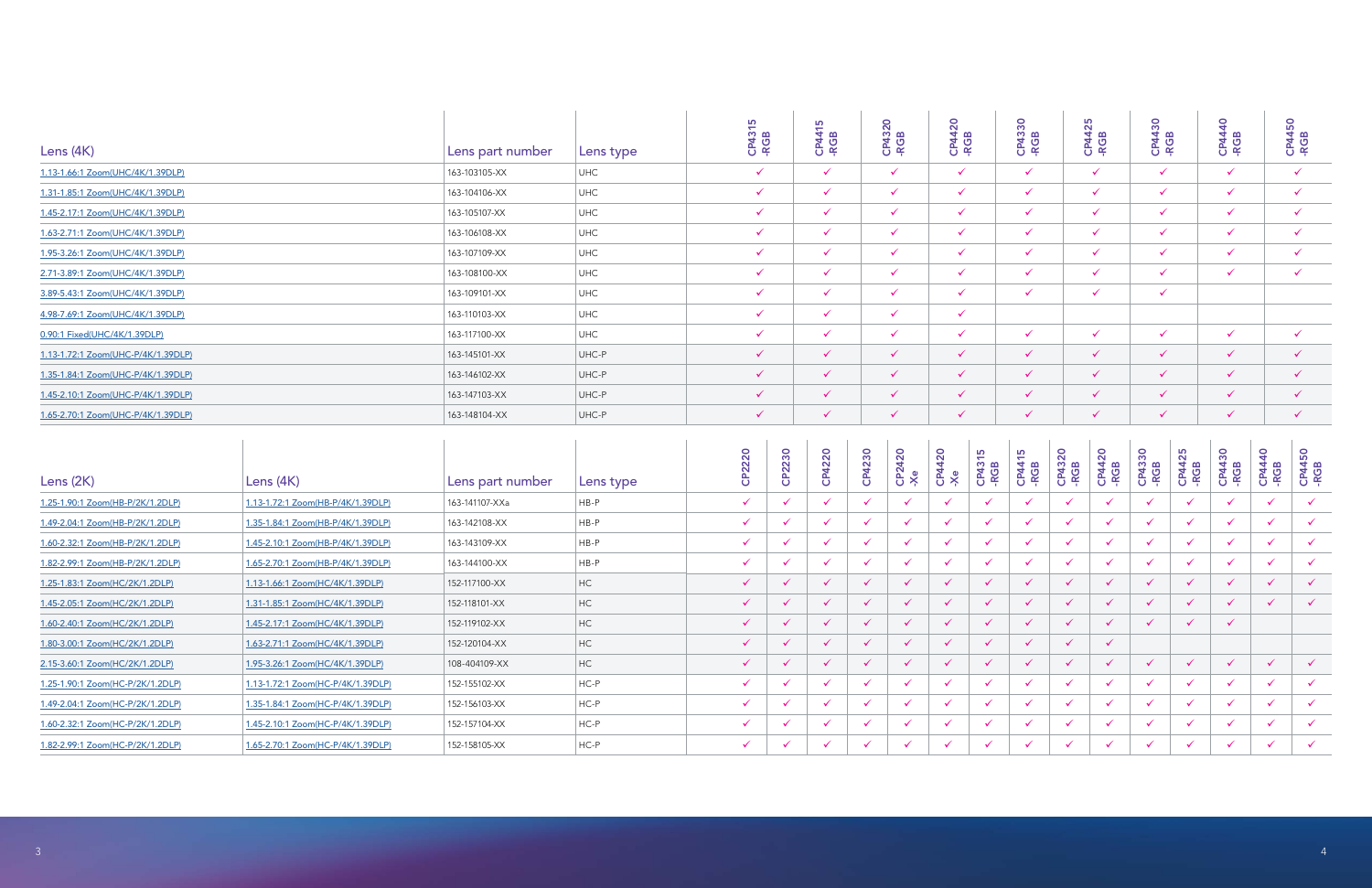| Lens (4K) | Lens part number | Lens type | CP4315-RGB | CP4415-RGB | CP4320-RGB | CP4420-RGB | CP4330-RGB | CP4425-RGB | CP4430-RGB | CP4440-RGB | CP4450-RGB |
|---|---|---|---|---|---|---|---|---|---|---|---|
| 1.13-1.66:1 Zoom(UHC/4K/1.39DLP) | 163-103105-XX | UHC | ✓ | ✓ | ✓ | ✓ | ✓ | ✓ | ✓ | ✓ | ✓ |
| 1.31-1.85:1 Zoom(UHC/4K/1.39DLP) | 163-104106-XX | UHC | ✓ | ✓ | ✓ | ✓ | ✓ | ✓ | ✓ | ✓ | ✓ |
| 1.45-2.17:1 Zoom(UHC/4K/1.39DLP) | 163-105107-XX | UHC | ✓ | ✓ | ✓ | ✓ | ✓ | ✓ | ✓ | ✓ | ✓ |
| 1.63-2.71:1 Zoom(UHC/4K/1.39DLP) | 163-106108-XX | UHC | ✓ | ✓ | ✓ | ✓ | ✓ | ✓ | ✓ | ✓ | ✓ |
| 1.95-3.26:1 Zoom(UHC/4K/1.39DLP) | 163-107109-XX | UHC | ✓ | ✓ | ✓ | ✓ | ✓ | ✓ | ✓ | ✓ | ✓ |
| 2.71-3.89:1 Zoom(UHC/4K/1.39DLP) | 163-108100-XX | UHC | ✓ | ✓ | ✓ | ✓ | ✓ | ✓ | ✓ | ✓ | ✓ |
| 3.89-5.43:1 Zoom(UHC/4K/1.39DLP) | 163-109101-XX | UHC | ✓ | ✓ | ✓ | ✓ | ✓ | ✓ | ✓ | | |
| 4.98-7.69:1 Zoom(UHC/4K/1.39DLP) | 163-110103-XX | UHC | ✓ | ✓ | ✓ | ✓ | | | | | |
| 0.90:1 Fixed(UHC/4K/1.39DLP) | 163-117100-XX | UHC | ✓ | ✓ | ✓ | ✓ | ✓ | ✓ | ✓ | ✓ | ✓ |
| 1.13-1.72:1 Zoom(UHC-P/4K/1.39DLP) | 163-145101-XX | UHC-P | ✓ | ✓ | ✓ | ✓ | ✓ | ✓ | ✓ | ✓ | ✓ |
| 1.35-1.84:1 Zoom(UHC-P/4K/1.39DLP) | 163-146102-XX | UHC-P | ✓ | ✓ | ✓ | ✓ | ✓ | ✓ | ✓ | ✓ | ✓ |
| 1.45-2.10:1 Zoom(UHC-P/4K/1.39DLP) | 163-147103-XX | UHC-P | ✓ | ✓ | ✓ | ✓ | ✓ | ✓ | ✓ | ✓ | ✓ |
| 1.65-2.70:1 Zoom(UHC-P/4K/1.39DLP) | 163-148104-XX | UHC-P | ✓ | ✓ | ✓ | ✓ | ✓ | ✓ | ✓ | ✓ | ✓ |

| Lens (2K) | Lens (4K) | Lens part number | Lens type | CP2220 | CP2230 | CP4220 | CP4230 | CP2420-Xe | CP4420-Xe | CP4315-RGB | CP4415-RGB | CP4320-RGB | CP4420-RGB | CP4330-RGB | CP4425-RGB | CP4430-RGB | CP4440-RGB | CP4450-RGB |
|---|---|---|---|---|---|---|---|---|---|---|---|---|---|---|---|---|---|---|
| 1.25-1.90:1 Zoom(HB-P/2K/1.2DLP) | 1.13-1.72:1 Zoom(HB-P/4K/1.39DLP) | 163-141107-XXa | HB-P | ✓ | ✓ | ✓ | ✓ | ✓ | ✓ | ✓ | ✓ | ✓ | ✓ | ✓ | ✓ | ✓ | ✓ | ✓ |
| 1.49-2.04:1 Zoom(HB-P/2K/1.2DLP) | 1.35-1.84:1 Zoom(HB-P/4K/1.39DLP) | 163-142108-XX | HB-P | ✓ | ✓ | ✓ | ✓ | ✓ | ✓ | ✓ | ✓ | ✓ | ✓ | ✓ | ✓ | ✓ | ✓ | ✓ |
| 1.60-2.32:1 Zoom(HB-P/2K/1.2DLP) | 1.45-2.10:1 Zoom(HB-P/4K/1.39DLP) | 163-143109-XX | HB-P | ✓ | ✓ | ✓ | ✓ | ✓ | ✓ | ✓ | ✓ | ✓ | ✓ | ✓ | ✓ | ✓ | ✓ | ✓ |
| 1.82-2.99:1 Zoom(HB-P/2K/1.2DLP) | 1.65-2.70:1 Zoom(HB-P/4K/1.39DLP) | 163-144100-XX | HB-P | ✓ | ✓ | ✓ | ✓ | ✓ | ✓ | ✓ | ✓ | ✓ | ✓ | ✓ | ✓ | ✓ | ✓ | ✓ |
| 1.25-1.83:1 Zoom(HC/2K/1.2DLP) | 1.13-1.66:1 Zoom(HC/4K/1.39DLP) | 152-117100-XX | HC | ✓ | ✓ | ✓ | ✓ | ✓ | ✓ | ✓ | ✓ | ✓ | ✓ | ✓ | ✓ | ✓ | ✓ | ✓ |
| 1.45-2.05:1 Zoom(HC/2K/1.2DLP) | 1.31-1.85:1 Zoom(HC/4K/1.39DLP) | 152-118101-XX | HC | ✓ | ✓ | ✓ | ✓ | ✓ | ✓ | ✓ | ✓ | ✓ | ✓ | ✓ | ✓ | ✓ | ✓ | ✓ |
| 1.60-2.40:1 Zoom(HC/2K/1.2DLP) | 1.45-2.17:1 Zoom(HC/4K/1.39DLP) | 152-119102-XX | HC | ✓ | ✓ | ✓ | ✓ | ✓ | ✓ | ✓ | ✓ | ✓ | ✓ | ✓ | ✓ | ✓ | | |
| 1.80-3.00:1 Zoom(HC/2K/1.2DLP) | 1.63-2.71:1 Zoom(HC/4K/1.39DLP) | 152-120104-XX | HC | ✓ | ✓ | ✓ | ✓ | ✓ | ✓ | ✓ | ✓ | ✓ | ✓ | | | | | |
| 2.15-3.60:1 Zoom(HC/2K/1.2DLP) | 1.95-3.26:1 Zoom(HC/4K/1.39DLP) | 108-404109-XX | HC | ✓ | ✓ | ✓ | ✓ | ✓ | ✓ | ✓ | ✓ | ✓ | ✓ | ✓ | ✓ | ✓ | ✓ | ✓ |
| 1.25-1.90:1 Zoom(HC-P/2K/1.2DLP) | 1.13-1.72:1 Zoom(HC-P/4K/1.39DLP) | 152-155102-XX | HC-P | ✓ | ✓ | ✓ | ✓ | ✓ | ✓ | ✓ | ✓ | ✓ | ✓ | ✓ | ✓ | ✓ | ✓ | ✓ |
| 1.49-2.04:1 Zoom(HC-P/2K/1.2DLP) | 1.35-1.84:1 Zoom(HC-P/4K/1.39DLP) | 152-156103-XX | HC-P | ✓ | ✓ | ✓ | ✓ | ✓ | ✓ | ✓ | ✓ | ✓ | ✓ | ✓ | ✓ | ✓ | ✓ | ✓ |
| 1.60-2.32:1 Zoom(HC-P/2K/1.2DLP) | 1.45-2.10:1 Zoom(HC-P/4K/1.39DLP) | 152-157104-XX | HC-P | ✓ | ✓ | ✓ | ✓ | ✓ | ✓ | ✓ | ✓ | ✓ | ✓ | ✓ | ✓ | ✓ | ✓ | ✓ |
| 1.82-2.99:1 Zoom(HC-P/2K/1.2DLP) | 1.65-2.70:1 Zoom(HC-P/4K/1.39DLP) | 152-158105-XX | HC-P | ✓ | ✓ | ✓ | ✓ | ✓ | ✓ | ✓ | ✓ | ✓ | ✓ | ✓ | ✓ | ✓ | ✓ | ✓ |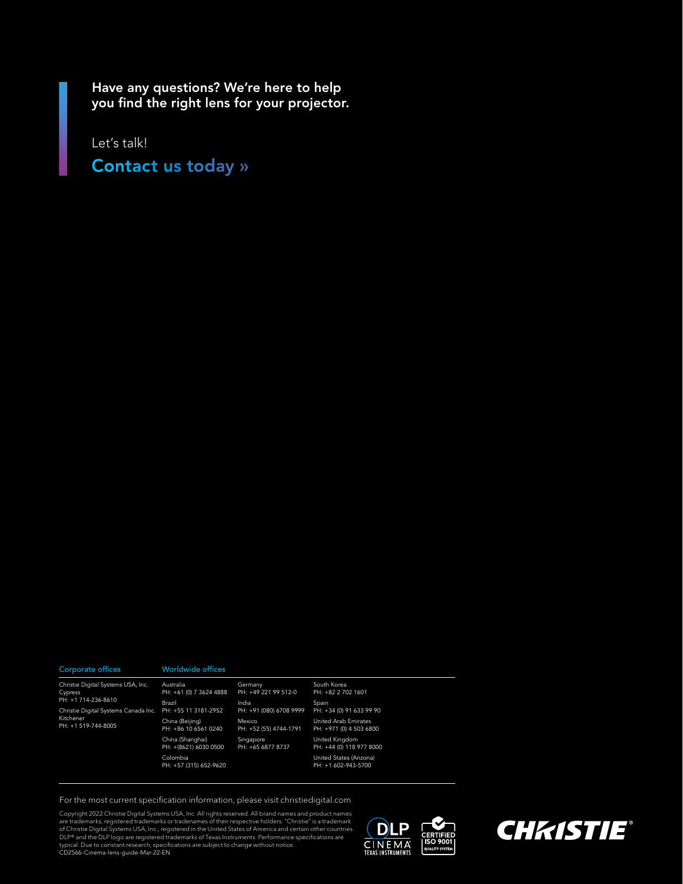**Have any questions? We're here to help you find the right lens for your projector.**

Let's talk!

## Contact us today »

**Corporate offices**

Christie Digital Systems USA, Inc.
Cypress
PH: +1 714-236-8610

Christie Digital Systems Canada Inc.
Kitchener
PH: +1 519-744-8005

**Worldwide offices**

Australia
PH: +61 (0) 7 3624 4888

Brazil
PH: +55 11 3181-2952

China (Beijing)
PH: +86 10 6561 0240

China (Shanghai)
PH: +(8621) 6030 0500

Colombia
PH: +57 (315) 652-9620

Germany
PH: +49 221 99 512-0

India
PH: +91 (080) 6708 9999

Mexico
PH: +52 (55) 4744-1791

Singapore
PH: +65 6877 8737

South Korea
PH: +82 2 702 1601

Spain
PH: +34 (0) 91 633 99 90

United Arab Emirates
PH: +971 (0) 4 503 6800

United Kingdom
PH: +44 (0) 118 977 8000

United States (Arizona)
PH: +1 602-943-5700

For the most current specification information, please visit christiedigital.com

Copyright 2022 Christie Digital Systems USA, Inc. All rights reserved. All brand names and product names are trademarks, registered trademarks or tradenames of their respective holders. "Christie" is a trademark of Christie Digital Systems USA, Inc., registered in the United States of America and certain other countries. DLP® and the DLP logo are registered trademarks of Texas Instruments. Performance specifications are typical. Due to constant research, specifications are subject to change without notice.
CD2566-Cinema-lens-guide-Mar-22-EN